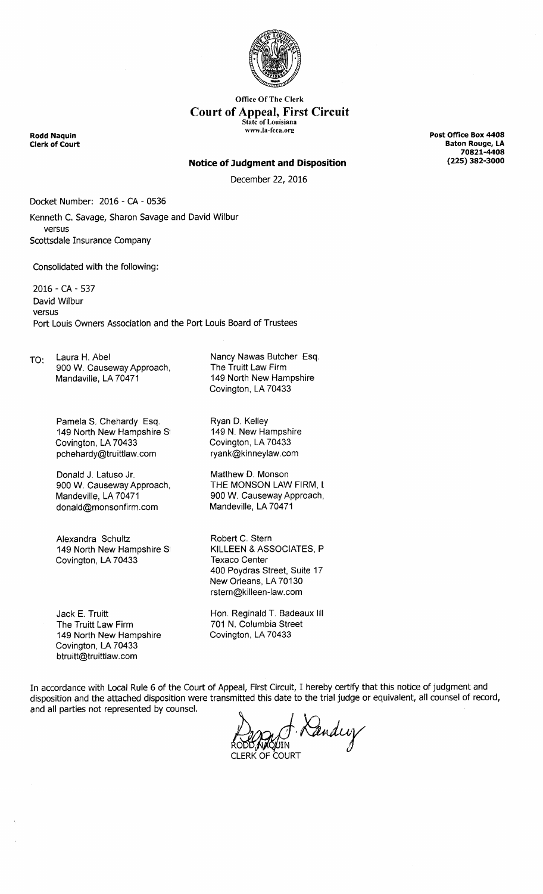Office Of The Clerk

# Court of Appeal, First Circuit

State of Louisiana
www.la-fcca.org

**Rodd Naquin**
**Clerk of Court**

**Post Office Box 4408**
**Baton Rouge, LA**
**70821-4408**
**(225) 382-3000**

## Notice of Judgment and Disposition

December 22, 2016

Docket Number: 2016 - CA - 0536

Kenneth C. Savage, Sharon Savage and David Wilbur
versus
Scottsdale Insurance Company

Consolidated with the following:

2016 - CA - 537
David Wilbur
versus
Port Louis Owners Association and the Port Louis Board of Trustees

TO:

Laura H. Abel
900 W. Causeway Approach,
Mandaville, LA 70471

Nancy Nawas Butcher Esq.
The Truitt Law Firm
149 North New Hampshire
Covington, LA 70433

Pamela S. Chehardy Esq.
149 North New Hampshire S
Covington, LA 70433
pchehardy@truittlaw.com

Ryan D. Kelley
149 N. New Hampshire
Covington, LA 70433
ryank@kinneylaw.com

Donald J. Latuso Jr.
900 W. Causeway Approach,
Mandeville, LA 70471
donald@monsonfirm.com

Matthew D. Monson
THE MONSON LAW FIRM, L
900 W. Causeway Approach,
Mandeville, LA 70471

Alexandra Schultz
149 North New Hampshire S
Covington, LA 70433

Robert C. Stern
KILLEEN & ASSOCIATES, P
Texaco Center
400 Poydras Street, Suite 17
New Orleans, LA 70130
rstern@killeen-law.com

Jack E. Truitt
The Truitt Law Firm
149 North New Hampshire
Covington, LA 70433
btruitt@truittlaw.com

Hon. Reginald T. Badeaux III
701 N. Columbia Street
Covington, LA 70433

In accordance with Local Rule 6 of the Court of Appeal, First Circuit, I hereby certify that this notice of judgment and disposition and the attached disposition were transmitted this date to the trial judge or equivalent, all counsel of record, and all parties not represented by counsel.

RODD NAQUIN
CLERK OF COURT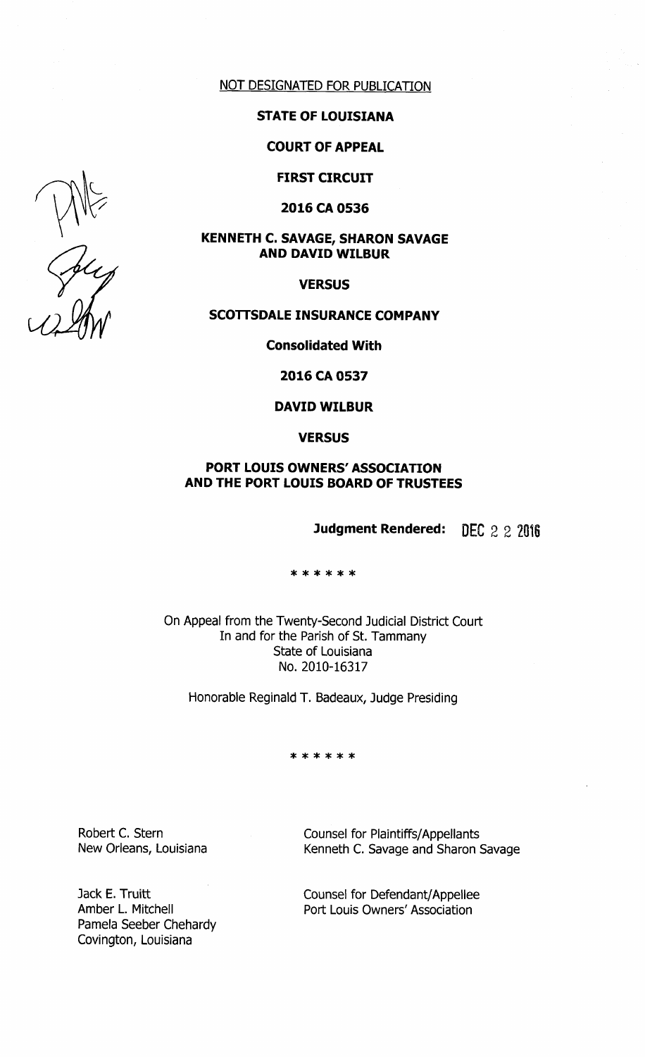NOT DESIGNATED FOR PUBLICATION

**STATE OF LOUISIANA**

**COURT OF APPEAL**

**FIRST CIRCUIT**

**2016 CA 0536**

**KENNETH C. SAVAGE, SHARON SAVAGE AND DAVID WILBUR**

**VERSUS**

**SCOTTSDALE INSURANCE COMPANY**

**Consolidated With**

**2016 CA 0537**

**DAVID WILBUR**

**VERSUS**

**PORT LOUIS OWNERS' ASSOCIATION AND THE PORT LOUIS BOARD OF TRUSTEES**

**Judgment Rendered:** DEC 2 2 2016

\* \* \* \* \* \*

On Appeal from the Twenty-Second Judicial District Court
In and for the Parish of St. Tammany
State of Louisiana
No. 2010-16317

Honorable Reginald T. Badeaux, Judge Presiding

\* \* \* \* \* \*

Robert C. Stern
New Orleans, Louisiana

Counsel for Plaintiffs/Appellants
Kenneth C. Savage and Sharon Savage

Jack E. Truitt
Amber L. Mitchell
Pamela Seeber Chehardy
Covington, Louisiana

Counsel for Defendant/Appellee
Port Louis Owners' Association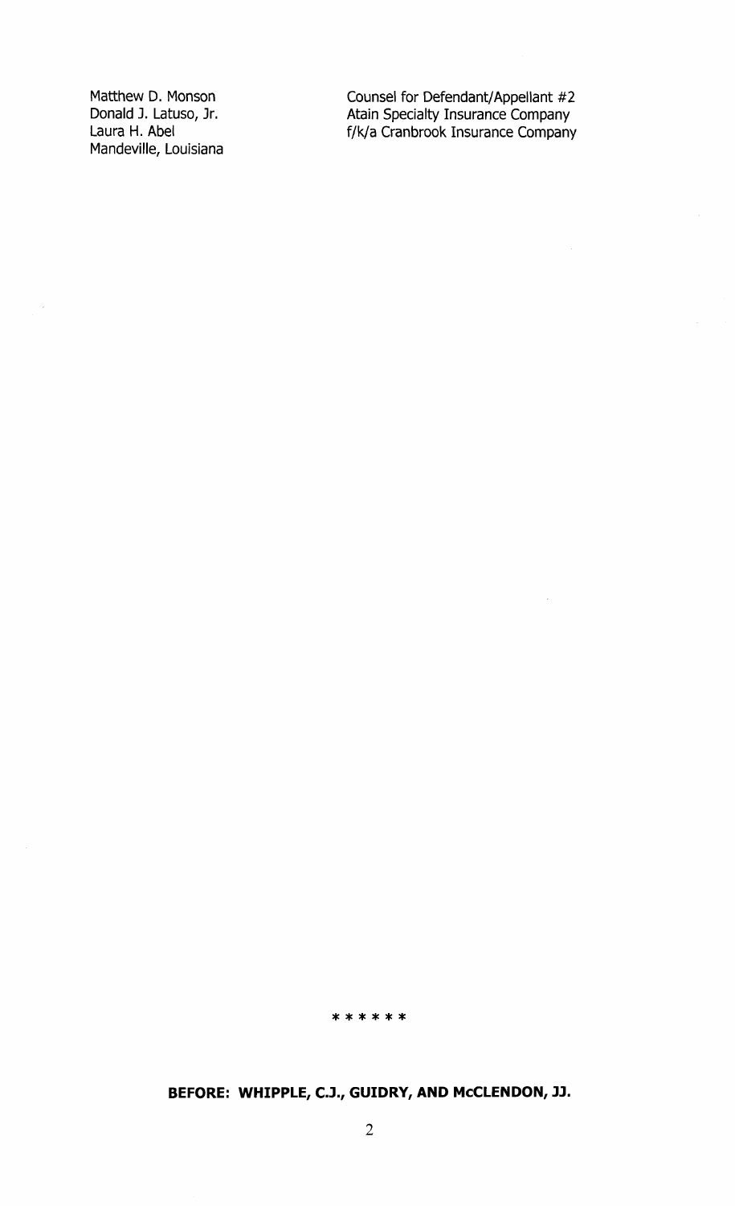Matthew D. Monson
Donald J. Latuso, Jr.
Laura H. Abel
Mandeville, Louisiana

Counsel for Defendant/Appellant #2
Atain Specialty Insurance Company
f/k/a Cranbrook Insurance Company

* * * * * *

**BEFORE: WHIPPLE, C.J., GUIDRY, AND McCLENDON, JJ.**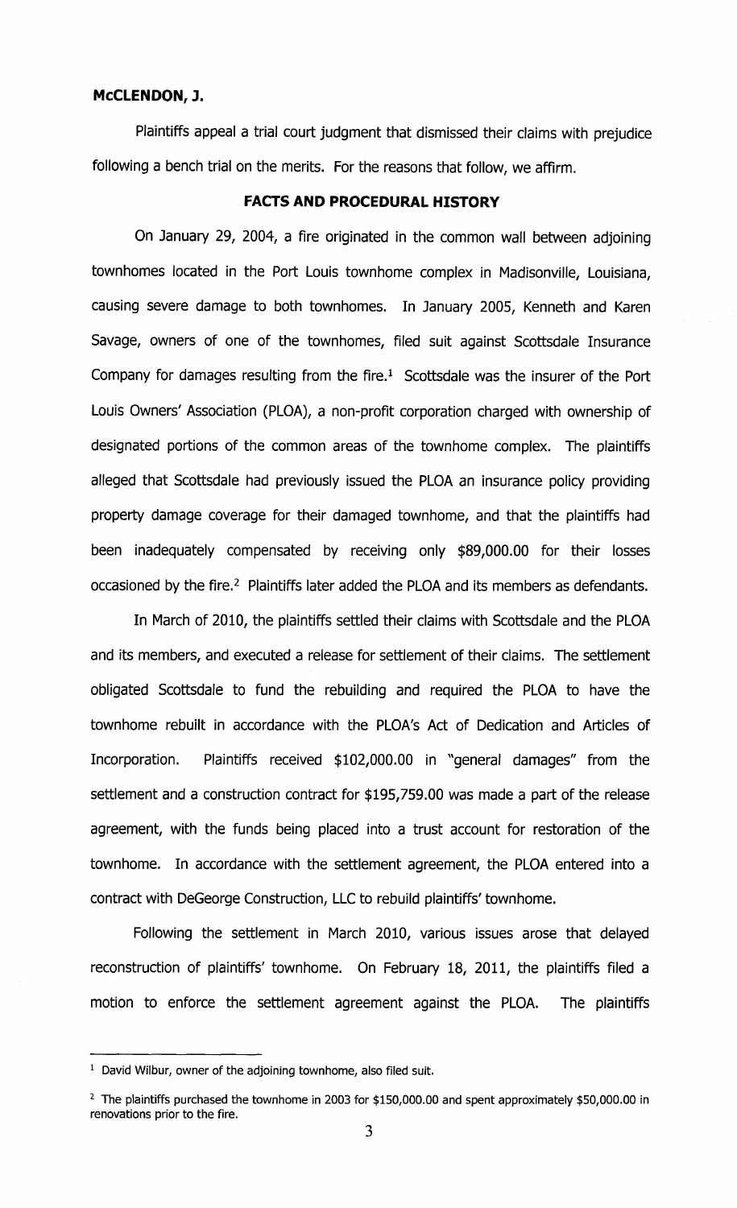**McCLENDON, J.**

Plaintiffs appeal a trial court judgment that dismissed their claims with prejudice following a bench trial on the merits. For the reasons that follow, we affirm.

## FACTS AND PROCEDURAL HISTORY

On January 29, 2004, a fire originated in the common wall between adjoining townhomes located in the Port Louis townhome complex in Madisonville, Louisiana, causing severe damage to both townhomes. In January 2005, Kenneth and Karen Savage, owners of one of the townhomes, filed suit against Scottsdale Insurance Company for damages resulting from the fire.[1] Scottsdale was the insurer of the Port Louis Owners' Association (PLOA), a non-profit corporation charged with ownership of designated portions of the common areas of the townhome complex. The plaintiffs alleged that Scottsdale had previously issued the PLOA an insurance policy providing property damage coverage for their damaged townhome, and that the plaintiffs had been inadequately compensated by receiving only \$89,000.00 for their losses occasioned by the fire.[2] Plaintiffs later added the PLOA and its members as defendants.

In March of 2010, the plaintiffs settled their claims with Scottsdale and the PLOA and its members, and executed a release for settlement of their claims. The settlement obligated Scottsdale to fund the rebuilding and required the PLOA to have the townhome rebuilt in accordance with the PLOA's Act of Dedication and Articles of Incorporation. Plaintiffs received \$102,000.00 in "general damages" from the settlement and a construction contract for \$195,759.00 was made a part of the release agreement, with the funds being placed into a trust account for restoration of the townhome. In accordance with the settlement agreement, the PLOA entered into a contract with DeGeorge Construction, LLC to rebuild plaintiffs' townhome.

Following the settlement in March 2010, various issues arose that delayed reconstruction of plaintiffs' townhome. On February 18, 2011, the plaintiffs filed a motion to enforce the settlement agreement against the PLOA. The plaintiffs

---

[1] David Wilbur, owner of the adjoining townhome, also filed suit.

[2] The plaintiffs purchased the townhome in 2003 for \$150,000.00 and spent approximately \$50,000.00 in renovations prior to the fire.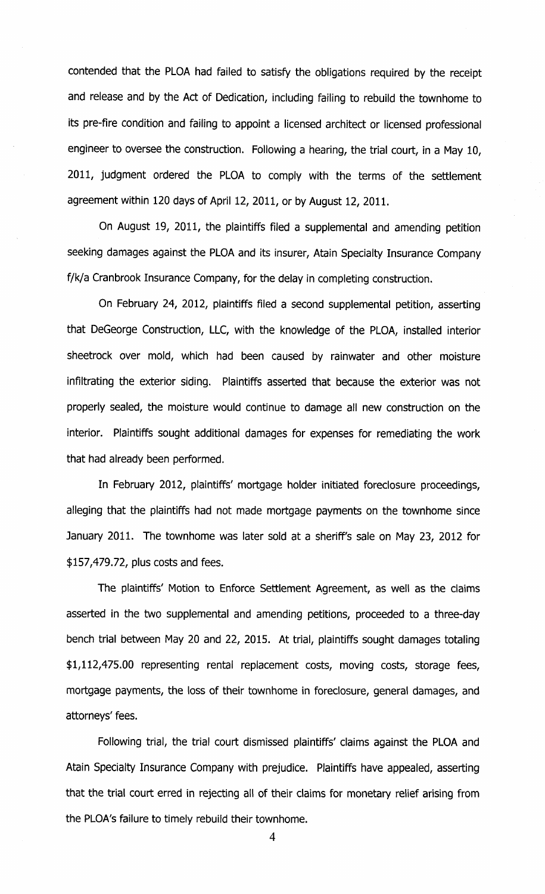contended that the PLOA had failed to satisfy the obligations required by the receipt and release and by the Act of Dedication, including failing to rebuild the townhome to its pre-fire condition and failing to appoint a licensed architect or licensed professional engineer to oversee the construction. Following a hearing, the trial court, in a May 10, 2011, judgment ordered the PLOA to comply with the terms of the settlement agreement within 120 days of April 12, 2011, or by August 12, 2011.

On August 19, 2011, the plaintiffs filed a supplemental and amending petition seeking damages against the PLOA and its insurer, Atain Specialty Insurance Company f/k/a Cranbrook Insurance Company, for the delay in completing construction.

On February 24, 2012, plaintiffs filed a second supplemental petition, asserting that DeGeorge Construction, LLC, with the knowledge of the PLOA, installed interior sheetrock over mold, which had been caused by rainwater and other moisture infiltrating the exterior siding. Plaintiffs asserted that because the exterior was not properly sealed, the moisture would continue to damage all new construction on the interior. Plaintiffs sought additional damages for expenses for remediating the work that had already been performed.

In February 2012, plaintiffs' mortgage holder initiated foreclosure proceedings, alleging that the plaintiffs had not made mortgage payments on the townhome since January 2011. The townhome was later sold at a sheriff's sale on May 23, 2012 for $157,479.72, plus costs and fees.

The plaintiffs' Motion to Enforce Settlement Agreement, as well as the claims asserted in the two supplemental and amending petitions, proceeded to a three-day bench trial between May 20 and 22, 2015. At trial, plaintiffs sought damages totaling $1,112,475.00 representing rental replacement costs, moving costs, storage fees, mortgage payments, the loss of their townhome in foreclosure, general damages, and attorneys' fees.

Following trial, the trial court dismissed plaintiffs' claims against the PLOA and Atain Specialty Insurance Company with prejudice. Plaintiffs have appealed, asserting that the trial court erred in rejecting all of their claims for monetary relief arising from the PLOA's failure to timely rebuild their townhome.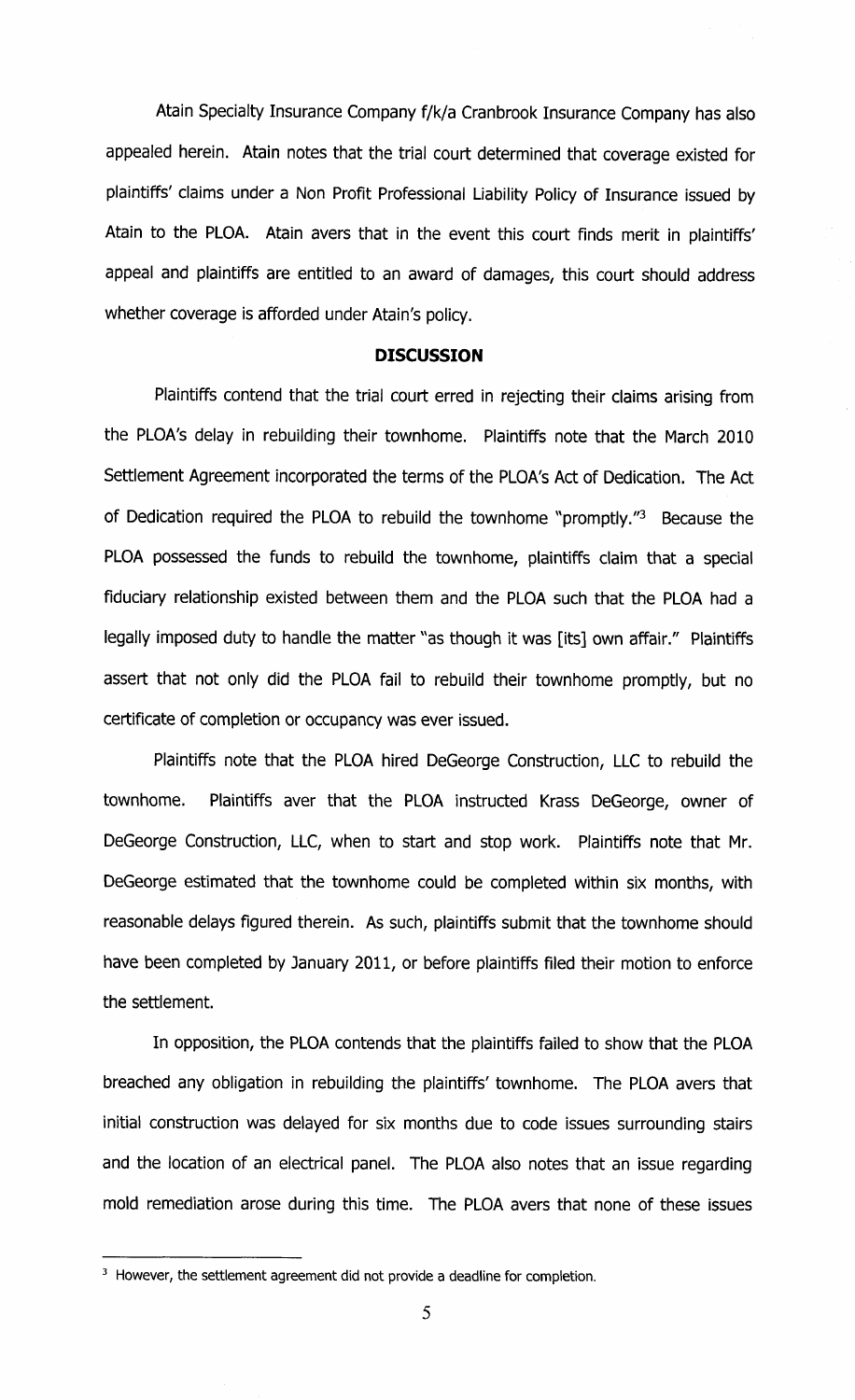Atain Specialty Insurance Company f/k/a Cranbrook Insurance Company has also appealed herein. Atain notes that the trial court determined that coverage existed for plaintiffs' claims under a Non Profit Professional Liability Policy of Insurance issued by Atain to the PLOA. Atain avers that in the event this court finds merit in plaintiffs' appeal and plaintiffs are entitled to an award of damages, this court should address whether coverage is afforded under Atain's policy.

## DISCUSSION

Plaintiffs contend that the trial court erred in rejecting their claims arising from the PLOA's delay in rebuilding their townhome. Plaintiffs note that the March 2010 Settlement Agreement incorporated the terms of the PLOA's Act of Dedication. The Act of Dedication required the PLOA to rebuild the townhome "promptly."[3] Because the PLOA possessed the funds to rebuild the townhome, plaintiffs claim that a special fiduciary relationship existed between them and the PLOA such that the PLOA had a legally imposed duty to handle the matter "as though it was [its] own affair." Plaintiffs assert that not only did the PLOA fail to rebuild their townhome promptly, but no certificate of completion or occupancy was ever issued.

Plaintiffs note that the PLOA hired DeGeorge Construction, LLC to rebuild the townhome. Plaintiffs aver that the PLOA instructed Krass DeGeorge, owner of DeGeorge Construction, LLC, when to start and stop work. Plaintiffs note that Mr. DeGeorge estimated that the townhome could be completed within six months, with reasonable delays figured therein. As such, plaintiffs submit that the townhome should have been completed by January 2011, or before plaintiffs filed their motion to enforce the settlement.

In opposition, the PLOA contends that the plaintiffs failed to show that the PLOA breached any obligation in rebuilding the plaintiffs' townhome. The PLOA avers that initial construction was delayed for six months due to code issues surrounding stairs and the location of an electrical panel. The PLOA also notes that an issue regarding mold remediation arose during this time. The PLOA avers that none of these issues

[3] However, the settlement agreement did not provide a deadline for completion.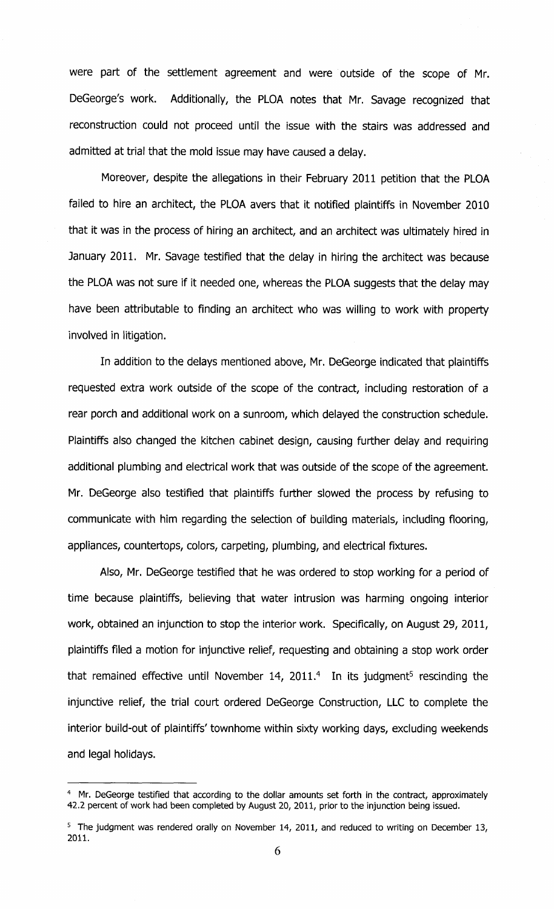were part of the settlement agreement and were outside of the scope of Mr. DeGeorge's work. Additionally, the PLOA notes that Mr. Savage recognized that reconstruction could not proceed until the issue with the stairs was addressed and admitted at trial that the mold issue may have caused a delay.

Moreover, despite the allegations in their February 2011 petition that the PLOA failed to hire an architect, the PLOA avers that it notified plaintiffs in November 2010 that it was in the process of hiring an architect, and an architect was ultimately hired in January 2011. Mr. Savage testified that the delay in hiring the architect was because the PLOA was not sure if it needed one, whereas the PLOA suggests that the delay may have been attributable to finding an architect who was willing to work with property involved in litigation.

In addition to the delays mentioned above, Mr. DeGeorge indicated that plaintiffs requested extra work outside of the scope of the contract, including restoration of a rear porch and additional work on a sunroom, which delayed the construction schedule. Plaintiffs also changed the kitchen cabinet design, causing further delay and requiring additional plumbing and electrical work that was outside of the scope of the agreement. Mr. DeGeorge also testified that plaintiffs further slowed the process by refusing to communicate with him regarding the selection of building materials, including flooring, appliances, countertops, colors, carpeting, plumbing, and electrical fixtures.

Also, Mr. DeGeorge testified that he was ordered to stop working for a period of time because plaintiffs, believing that water intrusion was harming ongoing interior work, obtained an injunction to stop the interior work. Specifically, on August 29, 2011, plaintiffs filed a motion for injunctive relief, requesting and obtaining a stop work order that remained effective until November 14, 2011.[4] In its judgment[5] rescinding the injunctive relief, the trial court ordered DeGeorge Construction, LLC to complete the interior build-out of plaintiffs' townhome within sixty working days, excluding weekends and legal holidays.

---

[4] Mr. DeGeorge testified that according to the dollar amounts set forth in the contract, approximately 42.2 percent of work had been completed by August 20, 2011, prior to the injunction being issued.

[5] The judgment was rendered orally on November 14, 2011, and reduced to writing on December 13, 2011.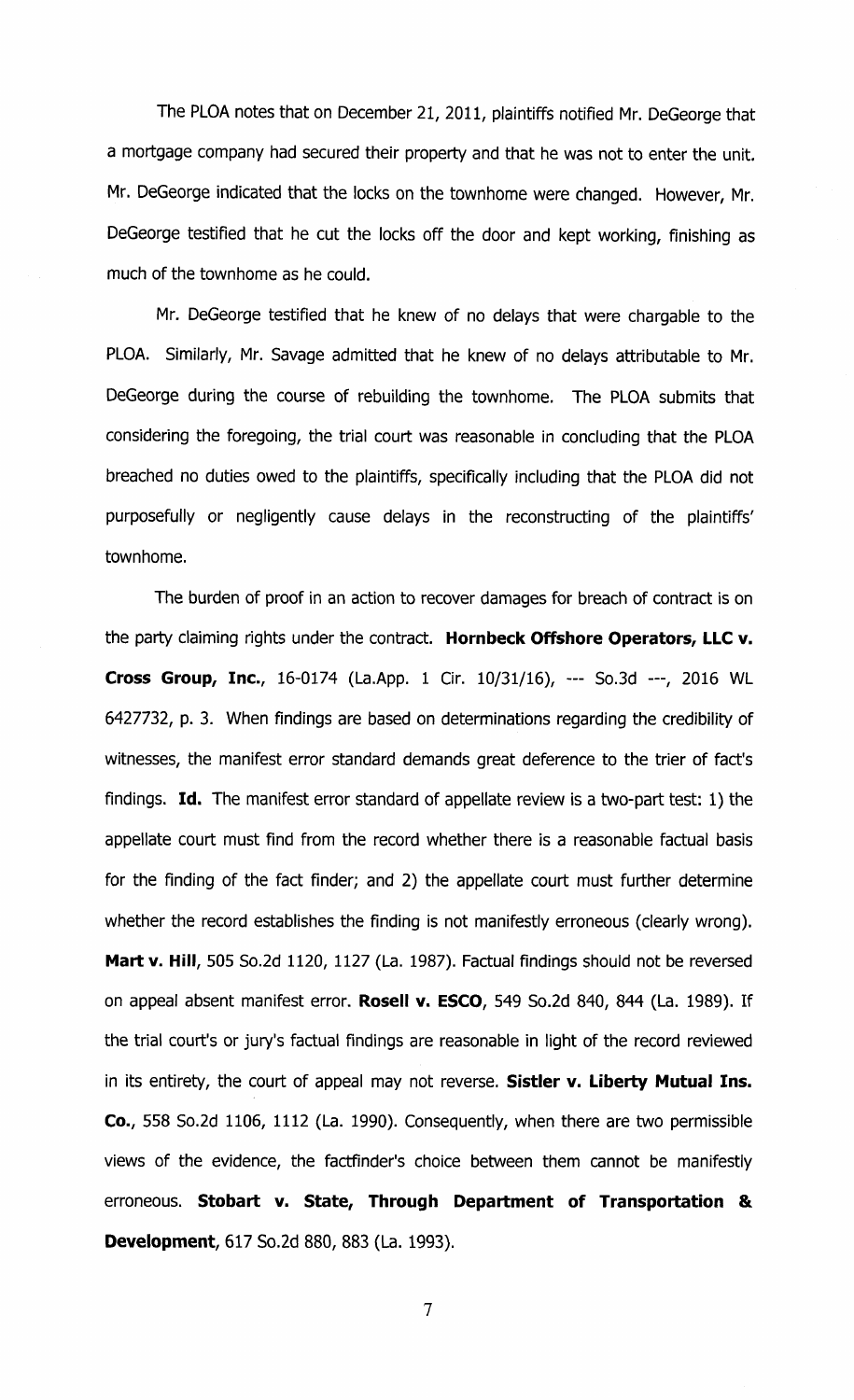The PLOA notes that on December 21, 2011, plaintiffs notified Mr. DeGeorge that a mortgage company had secured their property and that he was not to enter the unit. Mr. DeGeorge indicated that the locks on the townhome were changed. However, Mr. DeGeorge testified that he cut the locks off the door and kept working, finishing as much of the townhome as he could.

Mr. DeGeorge testified that he knew of no delays that were chargable to the PLOA. Similarly, Mr. Savage admitted that he knew of no delays attributable to Mr. DeGeorge during the course of rebuilding the townhome. The PLOA submits that considering the foregoing, the trial court was reasonable in concluding that the PLOA breached no duties owed to the plaintiffs, specifically including that the PLOA did not purposefully or negligently cause delays in the reconstructing of the plaintiffs' townhome.

The burden of proof in an action to recover damages for breach of contract is on the party claiming rights under the contract. **Hornbeck Offshore Operators, LLC v. Cross Group, Inc.**, 16-0174 (La.App. 1 Cir. 10/31/16), --- So.3d ---, 2016 WL 6427732, p. 3. When findings are based on determinations regarding the credibility of witnesses, the manifest error standard demands great deference to the trier of fact's findings. **Id.** The manifest error standard of appellate review is a two-part test: 1) the appellate court must find from the record whether there is a reasonable factual basis for the finding of the fact finder; and 2) the appellate court must further determine whether the record establishes the finding is not manifestly erroneous (clearly wrong). **Mart v. Hill**, 505 So.2d 1120, 1127 (La. 1987). Factual findings should not be reversed on appeal absent manifest error. **Rosell v. ESCO**, 549 So.2d 840, 844 (La. 1989). If the trial court's or jury's factual findings are reasonable in light of the record reviewed in its entirety, the court of appeal may not reverse. **Sistler v. Liberty Mutual Ins. Co.**, 558 So.2d 1106, 1112 (La. 1990). Consequently, when there are two permissible views of the evidence, the factfinder's choice between them cannot be manifestly erroneous. **Stobart v. State, Through Department of Transportation & Development**, 617 So.2d 880, 883 (La. 1993).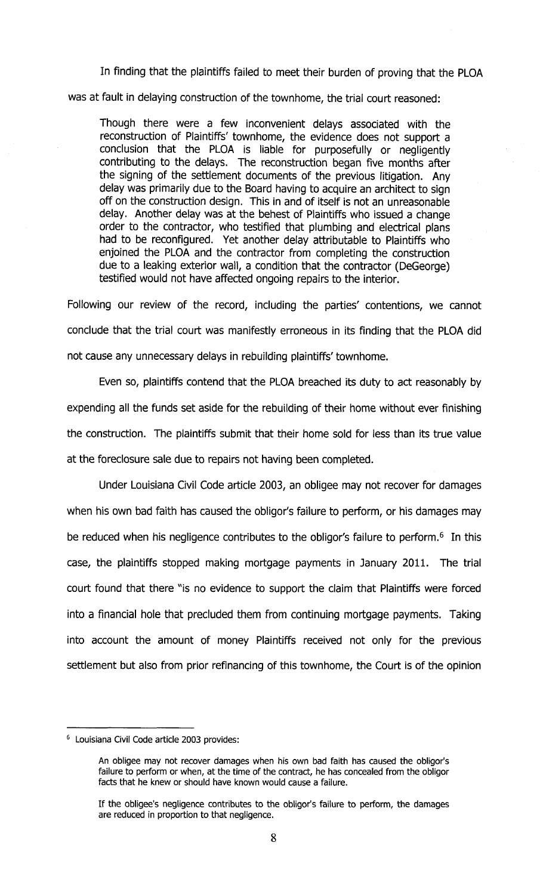In finding that the plaintiffs failed to meet their burden of proving that the PLOA was at fault in delaying construction of the townhome, the trial court reasoned:

> Though there were a few inconvenient delays associated with the reconstruction of Plaintiffs' townhome, the evidence does not support a conclusion that the PLOA is liable for purposefully or negligently contributing to the delays. The reconstruction began five months after the signing of the settlement documents of the previous litigation. Any delay was primarily due to the Board having to acquire an architect to sign off on the construction design. This in and of itself is not an unreasonable delay. Another delay was at the behest of Plaintiffs who issued a change order to the contractor, who testified that plumbing and electrical plans had to be reconfigured. Yet another delay attributable to Plaintiffs who enjoined the PLOA and the contractor from completing the construction due to a leaking exterior wall, a condition that the contractor (DeGeorge) testified would not have affected ongoing repairs to the interior.

Following our review of the record, including the parties' contentions, we cannot conclude that the trial court was manifestly erroneous in its finding that the PLOA did not cause any unnecessary delays in rebuilding plaintiffs' townhome.

Even so, plaintiffs contend that the PLOA breached its duty to act reasonably by expending all the funds set aside for the rebuilding of their home without ever finishing the construction. The plaintiffs submit that their home sold for less than its true value at the foreclosure sale due to repairs not having been completed.

Under Louisiana Civil Code article 2003, an obligee may not recover for damages when his own bad faith has caused the obligor's failure to perform, or his damages may be reduced when his negligence contributes to the obligor's failure to perform.[6] In this case, the plaintiffs stopped making mortgage payments in January 2011. The trial court found that there "is no evidence to support the claim that Plaintiffs were forced into a financial hole that precluded them from continuing mortgage payments. Taking into account the amount of money Plaintiffs received not only for the previous settlement but also from prior refinancing of this townhome, the Court is of the opinion

---

[6] Louisiana Civil Code article 2003 provides:

> An obligee may not recover damages when his own bad faith has caused the obligor's failure to perform or when, at the time of the contract, he has concealed from the obligor facts that he knew or should have known would cause a failure.
>
> If the obligee's negligence contributes to the obligor's failure to perform, the damages are reduced in proportion to that negligence.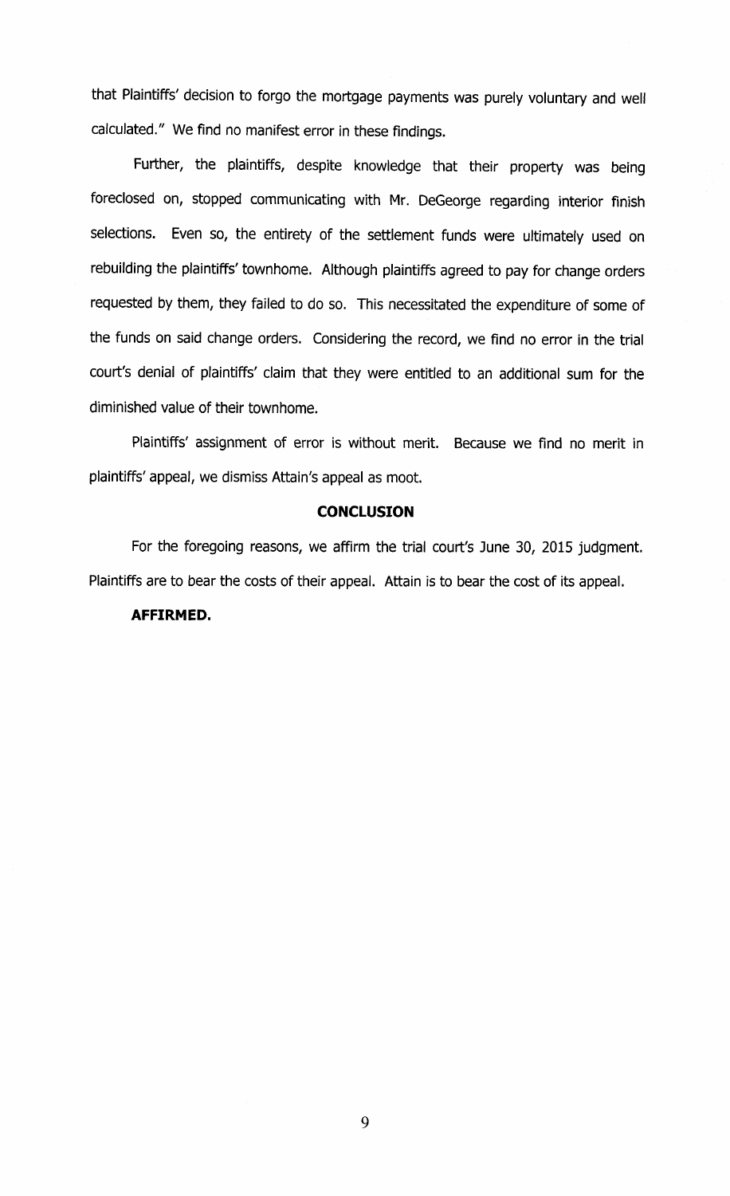that Plaintiffs' decision to forgo the mortgage payments was purely voluntary and well calculated." We find no manifest error in these findings.

Further, the plaintiffs, despite knowledge that their property was being foreclosed on, stopped communicating with Mr. DeGeorge regarding interior finish selections. Even so, the entirety of the settlement funds were ultimately used on rebuilding the plaintiffs' townhome. Although plaintiffs agreed to pay for change orders requested by them, they failed to do so. This necessitated the expenditure of some of the funds on said change orders. Considering the record, we find no error in the trial court's denial of plaintiffs' claim that they were entitled to an additional sum for the diminished value of their townhome.

Plaintiffs' assignment of error is without merit. Because we find no merit in plaintiffs' appeal, we dismiss Attain's appeal as moot.

## CONCLUSION

For the foregoing reasons, we affirm the trial court's June 30, 2015 judgment. Plaintiffs are to bear the costs of their appeal. Attain is to bear the cost of its appeal.

**AFFIRMED.**